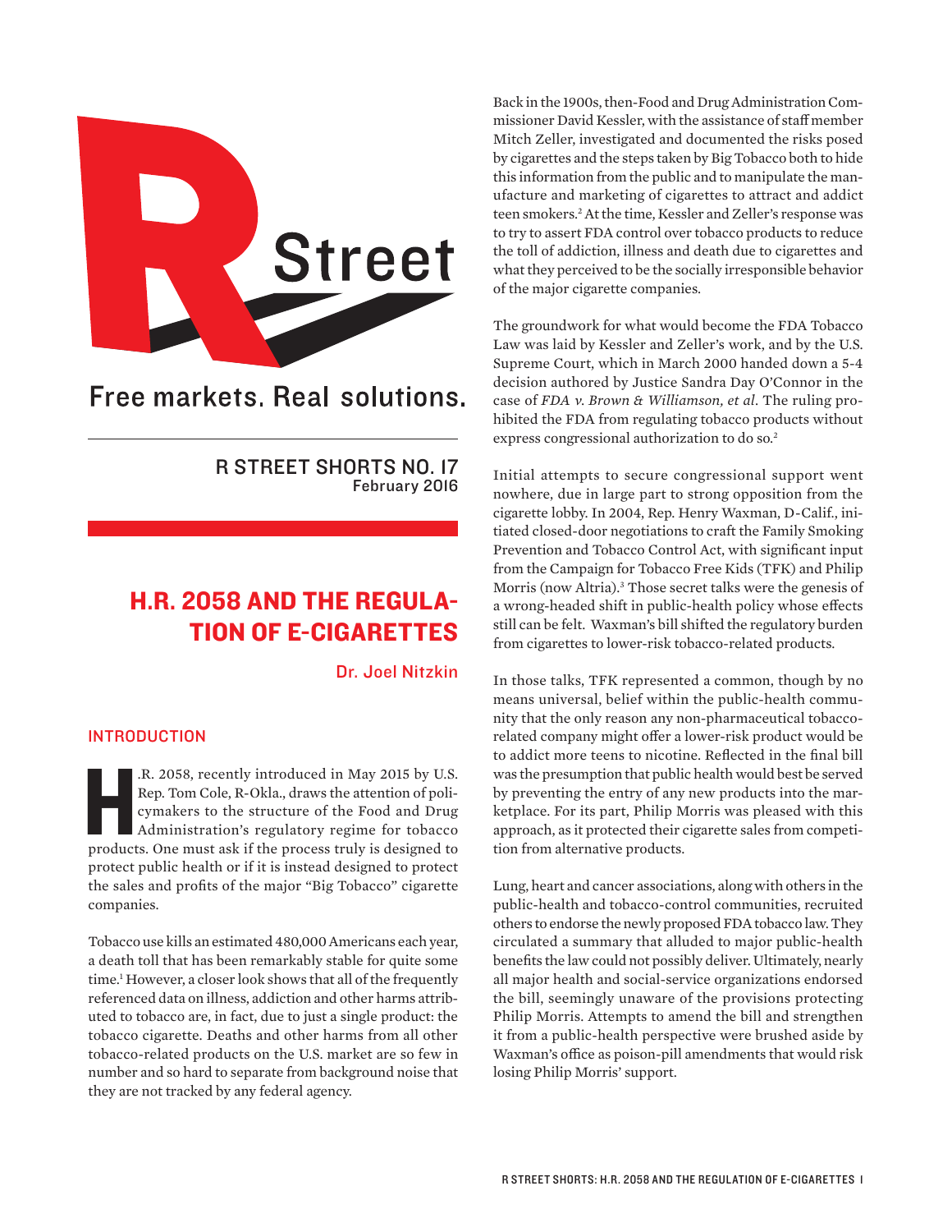Free markets. Real solutions.

R STREET SHORTS NO. 17
February 2016

# H.R. 2058 AND THE REGULATION OF E-CIGARETTES

Dr. Joel Nitzkin

## INTRODUCTION

H.R. 2058, recently introduced in May 2015 by U.S. Rep. Tom Cole, R-Okla., draws the attention of policymakers to the structure of the Food and Drug Administration's regulatory regime for tobacco products. One must ask if the process truly is designed to protect public health or if it is instead designed to protect the sales and profits of the major "Big Tobacco" cigarette companies.

Tobacco use kills an estimated 480,000 Americans each year, a death toll that has been remarkably stable for quite some time.[1] However, a closer look shows that all of the frequently referenced data on illness, addiction and other harms attributed to tobacco are, in fact, due to just a single product: the tobacco cigarette. Deaths and other harms from all other tobacco-related products on the U.S. market are so few in number and so hard to separate from background noise that they are not tracked by any federal agency.

Back in the 1900s, then-Food and Drug Administration Commissioner David Kessler, with the assistance of staff member Mitch Zeller, investigated and documented the risks posed by cigarettes and the steps taken by Big Tobacco both to hide this information from the public and to manipulate the manufacture and marketing of cigarettes to attract and addict teen smokers.[2] At the time, Kessler and Zeller's response was to try to assert FDA control over tobacco products to reduce the toll of addiction, illness and death due to cigarettes and what they perceived to be the socially irresponsible behavior of the major cigarette companies.

The groundwork for what would become the FDA Tobacco Law was laid by Kessler and Zeller's work, and by the U.S. Supreme Court, which in March 2000 handed down a 5-4 decision authored by Justice Sandra Day O'Connor in the case of *FDA v. Brown & Williamson, et al*. The ruling prohibited the FDA from regulating tobacco products without express congressional authorization to do so.[2]

Initial attempts to secure congressional support went nowhere, due in large part to strong opposition from the cigarette lobby. In 2004, Rep. Henry Waxman, D-Calif., initiated closed-door negotiations to craft the Family Smoking Prevention and Tobacco Control Act, with significant input from the Campaign for Tobacco Free Kids (TFK) and Philip Morris (now Altria).[3] Those secret talks were the genesis of a wrong-headed shift in public-health policy whose effects still can be felt. Waxman's bill shifted the regulatory burden from cigarettes to lower-risk tobacco-related products.

In those talks, TFK represented a common, though by no means universal, belief within the public-health community that the only reason any non-pharmaceutical tobacco-related company might offer a lower-risk product would be to addict more teens to nicotine. Reflected in the final bill was the presumption that public health would best be served by preventing the entry of any new products into the marketplace. For its part, Philip Morris was pleased with this approach, as it protected their cigarette sales from competition from alternative products.

Lung, heart and cancer associations, along with others in the public-health and tobacco-control communities, recruited others to endorse the newly proposed FDA tobacco law. They circulated a summary that alluded to major public-health benefits the law could not possibly deliver. Ultimately, nearly all major health and social-service organizations endorsed the bill, seemingly unaware of the provisions protecting Philip Morris. Attempts to amend the bill and strengthen it from a public-health perspective were brushed aside by Waxman's office as poison-pill amendments that would risk losing Philip Morris' support.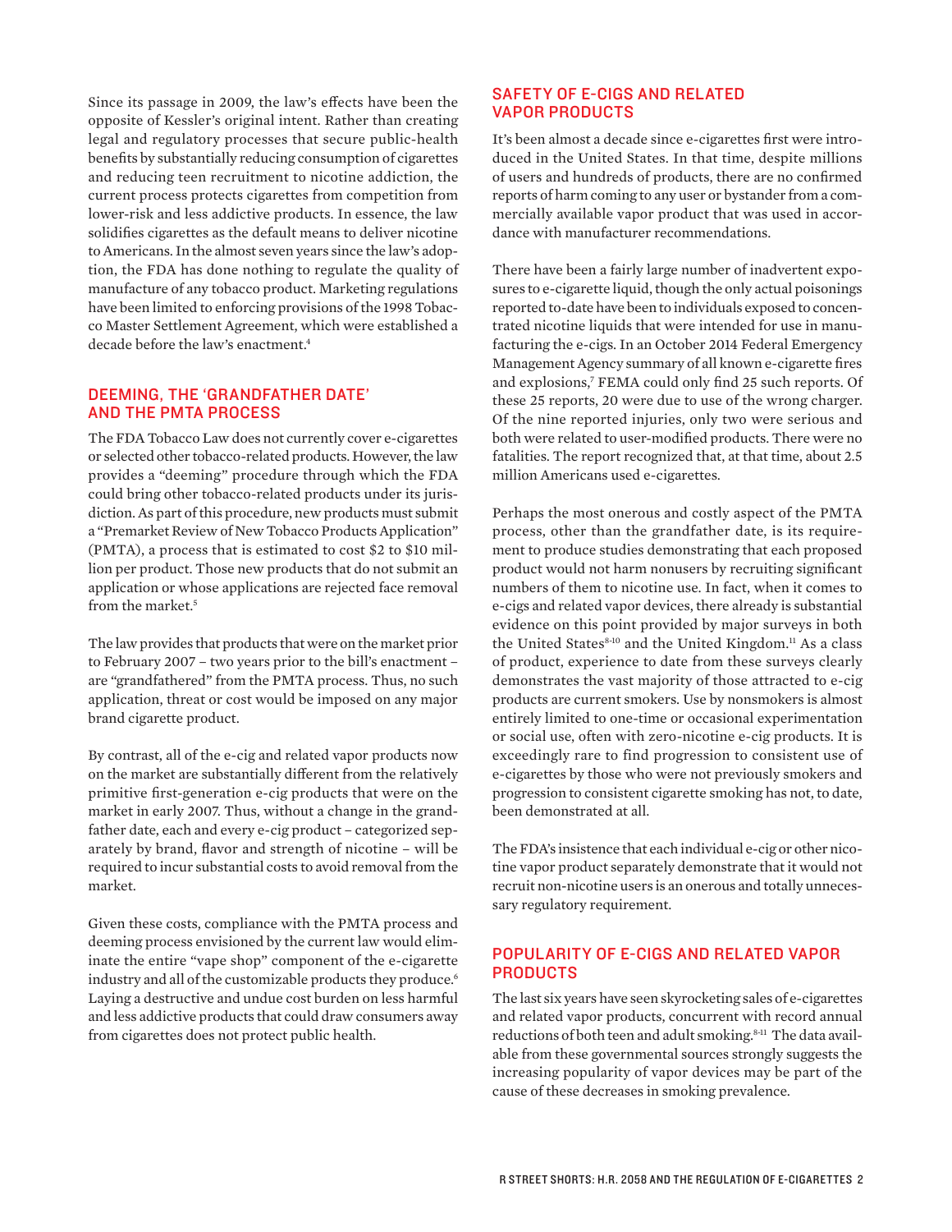Since its passage in 2009, the law's effects have been the opposite of Kessler's original intent. Rather than creating legal and regulatory processes that secure public-health benefits by substantially reducing consumption of cigarettes and reducing teen recruitment to nicotine addiction, the current process protects cigarettes from competition from lower-risk and less addictive products. In essence, the law solidifies cigarettes as the default means to deliver nicotine to Americans. In the almost seven years since the law's adoption, the FDA has done nothing to regulate the quality of manufacture of any tobacco product. Marketing regulations have been limited to enforcing provisions of the 1998 Tobacco Master Settlement Agreement, which were established a decade before the law's enactment.[4]

## DEEMING, THE 'GRANDFATHER DATE' AND THE PMTA PROCESS

The FDA Tobacco Law does not currently cover e-cigarettes or selected other tobacco-related products. However, the law provides a "deeming" procedure through which the FDA could bring other tobacco-related products under its jurisdiction. As part of this procedure, new products must submit a "Premarket Review of New Tobacco Products Application" (PMTA), a process that is estimated to cost $2 to $10 million per product. Those new products that do not submit an application or whose applications are rejected face removal from the market.[5]

The law provides that products that were on the market prior to February 2007 – two years prior to the bill's enactment – are "grandfathered" from the PMTA process. Thus, no such application, threat or cost would be imposed on any major brand cigarette product.

By contrast, all of the e-cig and related vapor products now on the market are substantially different from the relatively primitive first-generation e-cig products that were on the market in early 2007. Thus, without a change in the grandfather date, each and every e-cig product – categorized separately by brand, flavor and strength of nicotine – will be required to incur substantial costs to avoid removal from the market.

Given these costs, compliance with the PMTA process and deeming process envisioned by the current law would eliminate the entire "vape shop" component of the e-cigarette industry and all of the customizable products they produce.[6] Laying a destructive and undue cost burden on less harmful and less addictive products that could draw consumers away from cigarettes does not protect public health.

## SAFETY OF E-CIGS AND RELATED VAPOR PRODUCTS

It's been almost a decade since e-cigarettes first were introduced in the United States. In that time, despite millions of users and hundreds of products, there are no confirmed reports of harm coming to any user or bystander from a commercially available vapor product that was used in accordance with manufacturer recommendations.

There have been a fairly large number of inadvertent exposures to e-cigarette liquid, though the only actual poisonings reported to-date have been to individuals exposed to concentrated nicotine liquids that were intended for use in manufacturing the e-cigs. In an October 2014 Federal Emergency Management Agency summary of all known e-cigarette fires and explosions,[7] FEMA could only find 25 such reports. Of these 25 reports, 20 were due to use of the wrong charger. Of the nine reported injuries, only two were serious and both were related to user-modified products. There were no fatalities. The report recognized that, at that time, about 2.5 million Americans used e-cigarettes.

Perhaps the most onerous and costly aspect of the PMTA process, other than the grandfather date, is its requirement to produce studies demonstrating that each proposed product would not harm nonusers by recruiting significant numbers of them to nicotine use. In fact, when it comes to e-cigs and related vapor devices, there already is substantial evidence on this point provided by major surveys in both the United States[8-10] and the United Kingdom.[11] As a class of product, experience to date from these surveys clearly demonstrates the vast majority of those attracted to e-cig products are current smokers. Use by nonsmokers is almost entirely limited to one-time or occasional experimentation or social use, often with zero-nicotine e-cig products. It is exceedingly rare to find progression to consistent use of e-cigarettes by those who were not previously smokers and progression to consistent cigarette smoking has not, to date, been demonstrated at all.

The FDA's insistence that each individual e-cig or other nicotine vapor product separately demonstrate that it would not recruit non-nicotine users is an onerous and totally unnecessary regulatory requirement.

## POPULARITY OF E-CIGS AND RELATED VAPOR PRODUCTS

The last six years have seen skyrocketing sales of e-cigarettes and related vapor products, concurrent with record annual reductions of both teen and adult smoking.[8-11] The data available from these governmental sources strongly suggests the increasing popularity of vapor devices may be part of the cause of these decreases in smoking prevalence.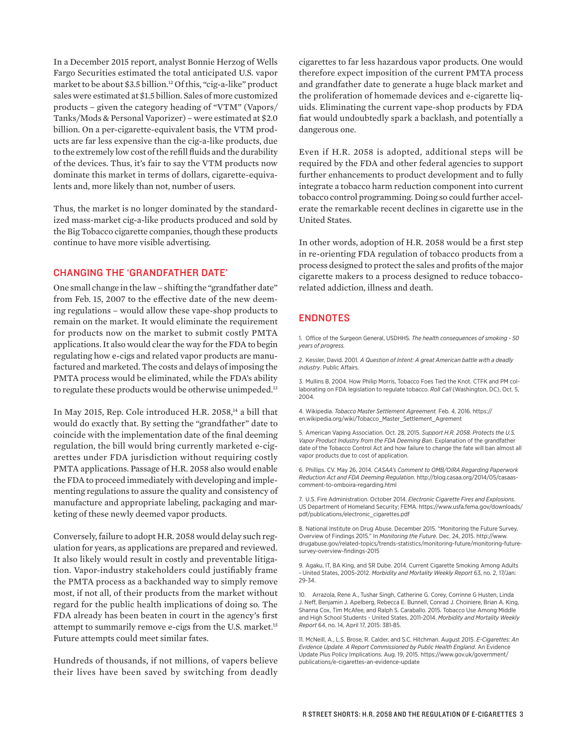In a December 2015 report, analyst Bonnie Herzog of Wells Fargo Securities estimated the total anticipated U.S. vapor market to be about $3.5 billion.[12] Of this, "cig-a-like" product sales were estimated at $1.5 billion. Sales of more customized products – given the category heading of "VTM" (Vapors/Tanks/Mods & Personal Vaporizer) – were estimated at $2.0 billion. On a per-cigarette-equivalent basis, the VTM products are far less expensive than the cig-a-like products, due to the extremely low cost of the refill fluids and the durability of the devices. Thus, it's fair to say the VTM products now dominate this market in terms of dollars, cigarette-equivalents and, more likely than not, number of users.

Thus, the market is no longer dominated by the standardized mass-market cig-a-like products produced and sold by the Big Tobacco cigarette companies, though these products continue to have more visible advertising.

## CHANGING THE 'GRANDFATHER DATE'

One small change in the law – shifting the "grandfather date" from Feb. 15, 2007 to the effective date of the new deeming regulations – would allow these vape-shop products to remain on the market. It would eliminate the requirement for products now on the market to submit costly PMTA applications. It also would clear the way for the FDA to begin regulating how e-cigs and related vapor products are manufactured and marketed. The costs and delays of imposing the PMTA process would be eliminated, while the FDA's ability to regulate these products would be otherwise unimpeded.[13]

In May 2015, Rep. Cole introduced H.R. 2058,[14] a bill that would do exactly that. By setting the "grandfather" date to coincide with the implementation date of the final deeming regulation, the bill would bring currently marketed e-cigarettes under FDA jurisdiction without requiring costly PMTA applications. Passage of H.R. 2058 also would enable the FDA to proceed immediately with developing and implementing regulations to assure the quality and consistency of manufacture and appropriate labeling, packaging and marketing of these newly deemed vapor products.

Conversely, failure to adopt H.R. 2058 would delay such regulation for years, as applications are prepared and reviewed. It also likely would result in costly and preventable litigation. Vapor-industry stakeholders could justifiably frame the PMTA process as a backhanded way to simply remove most, if not all, of their products from the market without regard for the public health implications of doing so. The FDA already has been beaten in court in the agency's first attempt to summarily remove e-cigs from the U.S. market.[15] Future attempts could meet similar fates.

Hundreds of thousands, if not millions, of vapers believe their lives have been saved by switching from deadly cigarettes to far less hazardous vapor products. One would therefore expect imposition of the current PMTA process and grandfather date to generate a huge black market and the proliferation of homemade devices and e-cigarette liquids. Eliminating the current vape-shop products by FDA fiat would undoubtedly spark a backlash, and potentially a dangerous one.

Even if H.R. 2058 is adopted, additional steps will be required by the FDA and other federal agencies to support further enhancements to product development and to fully integrate a tobacco harm reduction component into current tobacco control programming. Doing so could further accelerate the remarkable recent declines in cigarette use in the United States.

In other words, adoption of H.R. 2058 would be a first step in re-orienting FDA regulation of tobacco products from a process designed to protect the sales and profits of the major cigarette makers to a process designed to reduce tobacco-related addiction, illness and death.

## ENDNOTES

1. Office of the Surgeon General, USDHHS. *The health consequences of smoking - 50 years of progress.*

2. Kessler, David. 2001. *A Question of Intent: A great American battle with a deadly industry*. Public Affairs.

3. Mullins B. 2004. How Philip Morris, Tobacco Foes Tied the Knot. CTFK and PM collaborating on FDA legislation to regulate tobacco. *Roll Call* (Washington, DC), Oct. 5, 2004.

4. Wikipedia. *Tobacco Master Settlement Agreement.* Feb. 4, 2016. https://en.wikipedia.org/wiki/Tobacco_Master_Settlement_Agrement

5. American Vaping Association. Oct. 28, 2015. *Support H.R. 2058. Protects the U.S. Vapor Product Industry from the FDA Deeming Ban*. Explanation of the grandfather date of the Tobacco Control Act and how failure to change the fate will ban almost all vapor products due to cost of application.

6. Phillips. CV. May 26, 2014. *CASAA's Comment to OMB/OIRA Regarding Paperwork Reduction Act and FDA Deeming Regulation.* http://blog.casaa.org/2014/05/casaas-comment-to-omboira-regarding.html

7. U.S. Fire Administration. October 2014. *Electronic Cigarette Fires and Explosions*. US Department of Homeland Security; FEMA. https://www.usfa.fema.gov/downloads/pdf/publications/electronic_cigarettes.pdf

8. National Institute on Drug Abuse. December 2015. "Monitoring the Future Survey, Overview of Findings 2015." In *Monitoring the Future*. Dec. 24, 2015. http://www.drugabuse.gov/related-topics/trends-statistics/monitoring-future/monitoring-future-survey-overview-findings-2015

9. Agaku, IT, BA King, and SR Dube. 2014. Current Cigarette Smoking Among Adults - United States, 2005-2012. *Morbidity and Mortality Weekly Report* 63, no. 2, 17/Jan: 29-34.

10. Arrazola, Rene A., Tushar Singh, Catherine G. Corey, Corrinne G Husten, Linda J. Neff, Benjamin J. Apelberg, Rebecca E. Bunnell, Conrad J. Choiniere, Brian A. King, Shanna Cox, Tim McAfee, and Ralph S. Caraballo. 2015. Tobacco Use Among Middle and High School Students - United States, 2011-2014. *Morbidity and Mortality Weekly Report* 64, no. 14, April 17, 2015: 381-85.

11. McNeill, A., L.S. Brose, R. Calder, and S.C. Hitchman. August 2015. *E-Cigarettes: An Evidence Update. A Report Commissioned by Public Health England.* An Evidence Update Plus Policy Implications. Aug. 19, 2015. https://www.gov.uk/government/publications/e-cigarettes-an-evidence-update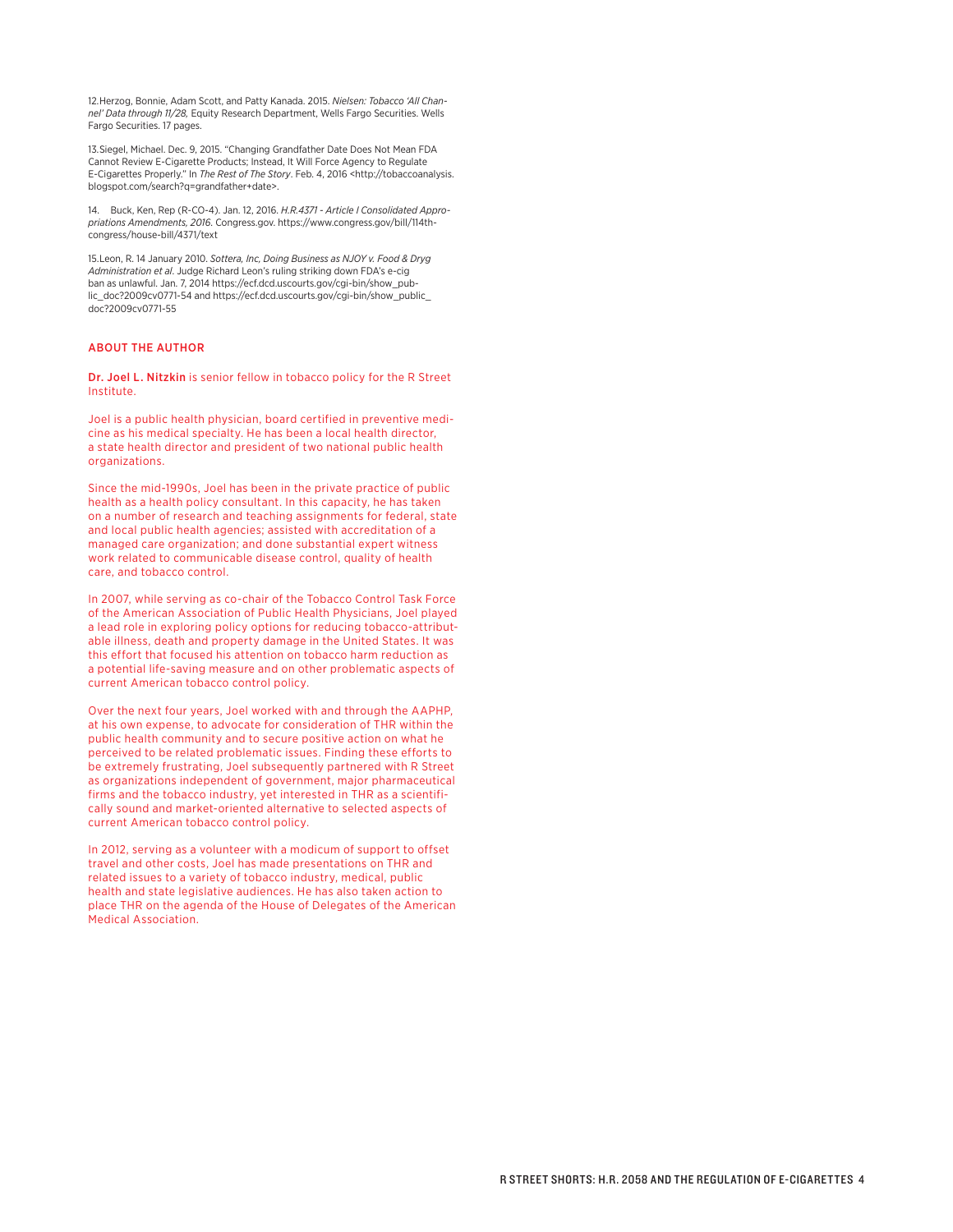12.Herzog, Bonnie, Adam Scott, and Patty Kanada. 2015. *Nielsen: Tobacco 'All Channel' Data through 11/28,* Equity Research Department, Wells Fargo Securities. Wells Fargo Securities. 17 pages.

13.Siegel, Michael. Dec. 9, 2015. "Changing Grandfather Date Does Not Mean FDA Cannot Review E-Cigarette Products; Instead, It Will Force Agency to Regulate E-Cigarettes Properly." In *The Rest of The Story*. Feb. 4, 2016 <http://tobaccoanalysis.blogspot.com/search?q=grandfather+date>.

14. Buck, Ken, Rep (R-CO-4). Jan. 12, 2016. *H.R.4371 - Article I Consolidated Appropriations Amendments, 2016*. Congress.gov. https://www.congress.gov/bill/114th-congress/house-bill/4371/text

15.Leon, R. 14 January 2010. *Sottera, Inc, Doing Business as NJOY v. Food & Dryg Administration et al*. Judge Richard Leon's ruling striking down FDA's e-cig ban as unlawful. Jan. 7, 2014 https://ecf.dcd.uscourts.gov/cgi-bin/show_public_doc?2009cv0771-54 and https://ecf.dcd.uscourts.gov/cgi-bin/show_public_doc?2009cv0771-55

## ABOUT THE AUTHOR

**Dr. Joel L. Nitzkin** is senior fellow in tobacco policy for the R Street Institute.

Joel is a public health physician, board certified in preventive medicine as his medical specialty. He has been a local health director, a state health director and president of two national public health organizations.

Since the mid-1990s, Joel has been in the private practice of public health as a health policy consultant. In this capacity, he has taken on a number of research and teaching assignments for federal, state and local public health agencies; assisted with accreditation of a managed care organization; and done substantial expert witness work related to communicable disease control, quality of health care, and tobacco control.

In 2007, while serving as co-chair of the Tobacco Control Task Force of the American Association of Public Health Physicians, Joel played a lead role in exploring policy options for reducing tobacco-attributable illness, death and property damage in the United States. It was this effort that focused his attention on tobacco harm reduction as a potential life-saving measure and on other problematic aspects of current American tobacco control policy.

Over the next four years, Joel worked with and through the AAPHP, at his own expense, to advocate for consideration of THR within the public health community and to secure positive action on what he perceived to be related problematic issues. Finding these efforts to be extremely frustrating, Joel subsequently partnered with R Street as organizations independent of government, major pharmaceutical firms and the tobacco industry, yet interested in THR as a scientifically sound and market-oriented alternative to selected aspects of current American tobacco control policy.

In 2012, serving as a volunteer with a modicum of support to offset travel and other costs, Joel has made presentations on THR and related issues to a variety of tobacco industry, medical, public health and state legislative audiences. He has also taken action to place THR on the agenda of the House of Delegates of the American Medical Association.